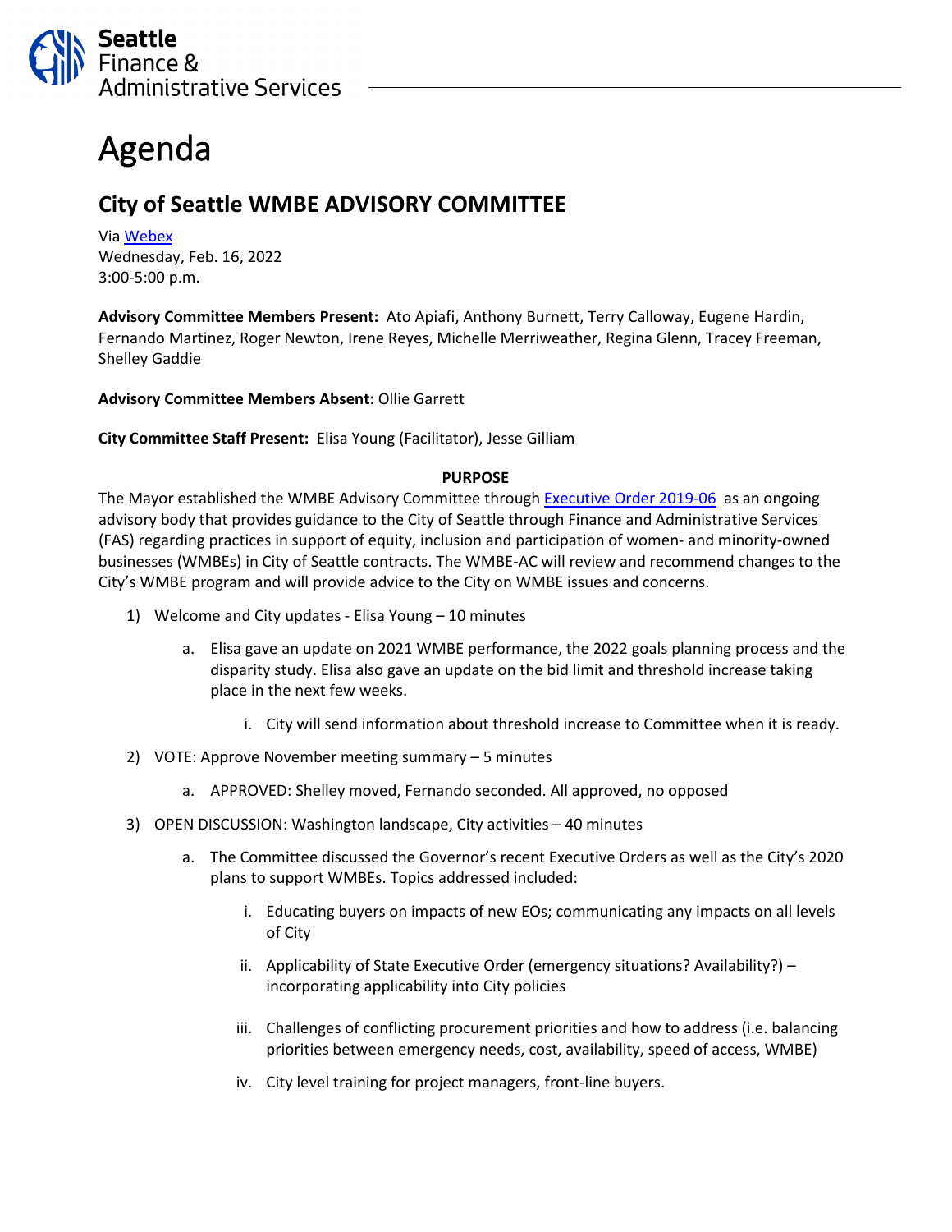Seattle Finance & Administrative Services

# Agenda

## City of Seattle WMBE ADVISORY COMMITTEE

Via Webex
Wednesday, Feb. 16, 2022
3:00-5:00 p.m.

**Advisory Committee Members Present:** Ato Apiafi, Anthony Burnett, Terry Calloway, Eugene Hardin, Fernando Martinez, Roger Newton, Irene Reyes, Michelle Merriweather, Regina Glenn, Tracey Freeman, Shelley Gaddie

**Advisory Committee Members Absent:** Ollie Garrett

**City Committee Staff Present:** Elisa Young (Facilitator), Jesse Gilliam

**PURPOSE**

The Mayor established the WMBE Advisory Committee through Executive Order 2019-06 as an ongoing advisory body that provides guidance to the City of Seattle through Finance and Administrative Services (FAS) regarding practices in support of equity, inclusion and participation of women- and minority-owned businesses (WMBEs) in City of Seattle contracts. The WMBE-AC will review and recommend changes to the City's WMBE program and will provide advice to the City on WMBE issues and concerns.

1) Welcome and City updates - Elisa Young – 10 minutes
   a. Elisa gave an update on 2021 WMBE performance, the 2022 goals planning process and the disparity study. Elisa also gave an update on the bid limit and threshold increase taking place in the next few weeks.
      i. City will send information about threshold increase to Committee when it is ready.
2) VOTE: Approve November meeting summary – 5 minutes
   a. APPROVED: Shelley moved, Fernando seconded. All approved, no opposed
3) OPEN DISCUSSION: Washington landscape, City activities – 40 minutes
   a. The Committee discussed the Governor's recent Executive Orders as well as the City's 2020 plans to support WMBEs. Topics addressed included:
      i. Educating buyers on impacts of new EOs; communicating any impacts on all levels of City
      ii. Applicability of State Executive Order (emergency situations? Availability?) – incorporating applicability into City policies
      iii. Challenges of conflicting procurement priorities and how to address (i.e. balancing priorities between emergency needs, cost, availability, speed of access, WMBE)
      iv. City level training for project managers, front-line buyers.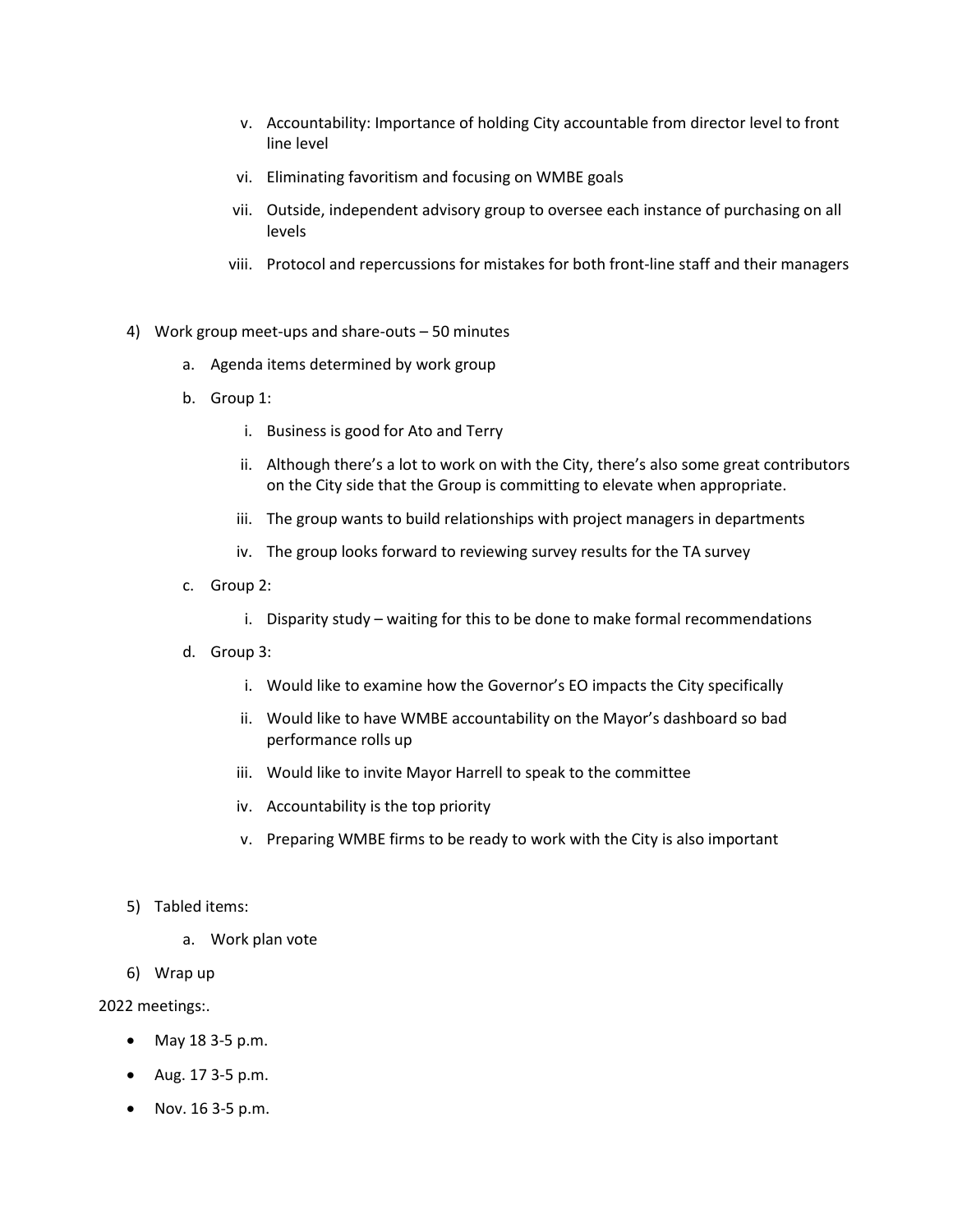v. Accountability: Importance of holding City accountable from director level to front line level

   vi. Eliminating favoritism and focusing on WMBE goals

   vii. Outside, independent advisory group to oversee each instance of purchasing on all levels

   viii. Protocol and repercussions for mistakes for both front-line staff and their managers

4) Work group meet-ups and share-outs – 50 minutes
   a. Agenda items determined by work group
   b. Group 1:
      i. Business is good for Ato and Terry
      ii. Although there's a lot to work on with the City, there's also some great contributors on the City side that the Group is committing to elevate when appropriate.
      iii. The group wants to build relationships with project managers in departments
      iv. The group looks forward to reviewing survey results for the TA survey
   c. Group 2:
      i. Disparity study – waiting for this to be done to make formal recommendations
   d. Group 3:
      i. Would like to examine how the Governor's EO impacts the City specifically
      ii. Would like to have WMBE accountability on the Mayor's dashboard so bad performance rolls up
      iii. Would like to invite Mayor Harrell to speak to the committee
      iv. Accountability is the top priority
      v. Preparing WMBE firms to be ready to work with the City is also important

5) Tabled items:
   a. Work plan vote

6) Wrap up

2022 meetings:.

- May 18 3-5 p.m.
- Aug. 17 3-5 p.m.
- Nov. 16 3-5 p.m.